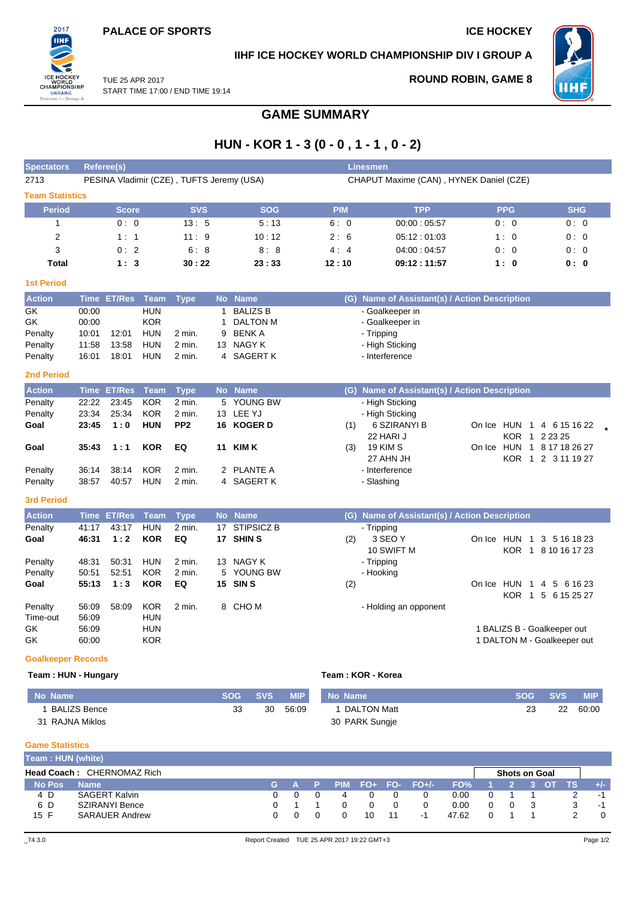**PALACE OF SPORTS** **ICE HOCKEY**

**IIHF ICE HOCKEY WORLD CHAMPIONSHIP DIV I GROUP A**

TUE 25 APR 2017
START TIME 17:00 / END TIME 19:14

**ROUND ROBIN, GAME 8**

# GAME SUMMARY

## HUN - KOR 1 - 3 (0 - 0 , 1 - 1 , 0 - 2)

| Spectators | Referee(s) | Linesmen |
|---|---|---|
| 2713 | PESINA Vladimir (CZE) , TUFTS Jeremy (USA) | CHAPUT Maxime (CAN) , HYNEK Daniel (CZE) |

### Team Statistics

| Period | Score | SVS | SOG | PIM | TPP | PPG | SHG |
|---|---|---|---|---|---|---|---|
| 1 | 0 : 0 | 13 : 5 | 5 : 13 | 6 : 0 | 00:00 : 05:57 | 0 : 0 | 0 : 0 |
| 2 | 1 : 1 | 11 : 9 | 10 : 12 | 2 : 6 | 05:12 : 01:03 | 1 : 0 | 0 : 0 |
| 3 | 0 : 2 | 6 : 8 | 8 : 8 | 4 : 4 | 04:00 : 04:57 | 0 : 0 | 0 : 0 |
| **Total** | **1 : 3** | **30 : 22** | **23 : 33** | **12 : 10** | **09:12 : 11:57** | **1 : 0** | **0 : 0** |

### 1st Period

| Action | Time | ET/Res | Team | Type | No | Name | (G) | Name of Assistant(s) / Action Description |
|---|---|---|---|---|---|---|---|---|
| GK | 00:00 | | HUN | | 1 | BALIZS B | | - Goalkeeper in |
| GK | 00:00 | | KOR | | 1 | DALTON M | | - Goalkeeper in |
| Penalty | 10:01 | 12:01 | HUN | 2 min. | 9 | BENK A | | - Tripping |
| Penalty | 11:58 | 13:58 | HUN | 2 min. | 13 | NAGY K | | - High Sticking |
| Penalty | 16:01 | 18:01 | HUN | 2 min. | 4 | SAGERT K | | - Interference |

### 2nd Period

| Action | Time | ET/Res | Team | Type | No | Name | (G) | Name of Assistant(s) / Action Description |
|---|---|---|---|---|---|---|---|---|
| Penalty | 22:22 | 23:45 | KOR | 2 min. | 5 | YOUNG BW | | - High Sticking |
| Penalty | 23:34 | 25:34 | KOR | 2 min. | 13 | LEE YJ | | - High Sticking |
| **Goal** | **23:45** | **1 : 0** | **HUN** | **PP2** | **16** | **KOGER D** | (1) | 6 SZIRANYI B, 22 HARI J — On Ice HUN 1 4 6 15 16 22 ; KOR 1 2 23 25 * |
| **Goal** | **35:43** | **1 : 1** | **KOR** | **EQ** | **11** | **KIM K** | (3) | 19 KIM S, 27 AHN JH — On Ice HUN 1 8 17 18 26 27 ; KOR 1 2 3 11 19 27 |
| Penalty | 36:14 | 38:14 | KOR | 2 min. | 2 | PLANTE A | | - Interference |
| Penalty | 38:57 | 40:57 | HUN | 2 min. | 4 | SAGERT K | | - Slashing |

### 3rd Period

| Action | Time | ET/Res | Team | Type | No | Name | (G) | Name of Assistant(s) / Action Description |
|---|---|---|---|---|---|---|---|---|
| Penalty | 41:17 | 43:17 | HUN | 2 min. | 17 | STIPSICZ B | | - Tripping |
| **Goal** | **46:31** | **1 : 2** | **KOR** | **EQ** | **17** | **SHIN S** | (2) | 3 SEO Y, 10 SWIFT M — On Ice HUN 1 3 5 16 18 23 ; KOR 1 8 10 16 17 23 |
| Penalty | 48:31 | 50:31 | HUN | 2 min. | 13 | NAGY K | | - Tripping |
| Penalty | 50:51 | 52:51 | KOR | 2 min. | 5 | YOUNG BW | | - Hooking |
| **Goal** | **55:13** | **1 : 3** | **KOR** | **EQ** | **15** | **SIN S** | (2) | On Ice HUN 1 4 5 6 16 23 ; KOR 1 5 6 15 25 27 |
| Penalty | 56:09 | 58:09 | KOR | 2 min. | 8 | CHO M | | - Holding an opponent |
| Time-out | 56:09 | | HUN | | | | | |
| GK | 56:09 | | HUN | | | | | 1 BALIZS B - Goalkeeper out |
| GK | 60:00 | | KOR | | | | | 1 DALTON M - Goalkeeper out |

### Goalkeeper Records

**Team : HUN - Hungary**

| No | Name | SOG | SVS | MIP |
|---|---|---|---|---|
| 1 | BALIZS Bence | 33 | 30 | 56:09 |
| 31 | RAJNA Miklos | | | |

**Team : KOR - Korea**

| No | Name | SOG | SVS | MIP |
|---|---|---|---|---|
| 1 | DALTON Matt | 23 | 22 | 60:00 |
| 30 | PARK Sungje | | | |

### Game Statistics

**Team : HUN (white)**

**Head Coach :** CHERNOMAZ Rich

| No | Pos | Name | G | A | P | PIM | FO+ | FO- | FO+/- | FO% | 1 | 2 | 3 | OT | TS | +/- |
|---|---|---|---|---|---|---|---|---|---|---|---|---|---|---|---|---|
| | | | | | | | | | | | Shots on Goal | | | | | |
| 4 | D | SAGERT Kalvin | 0 | 0 | 0 | 4 | 0 | 0 | 0 | 0.00 | 0 | 1 | 1 | | 2 | -1 |
| 6 | D | SZIRANYI Bence | 0 | 1 | 1 | 0 | 0 | 0 | 0 | 0.00 | 0 | 0 | 3 | | 3 | -1 |
| 15 | F | SARAUER Andrew | 0 | 0 | 0 | 0 | 10 | 11 | -1 | 47.62 | 0 | 1 | 1 | | 2 | 0 |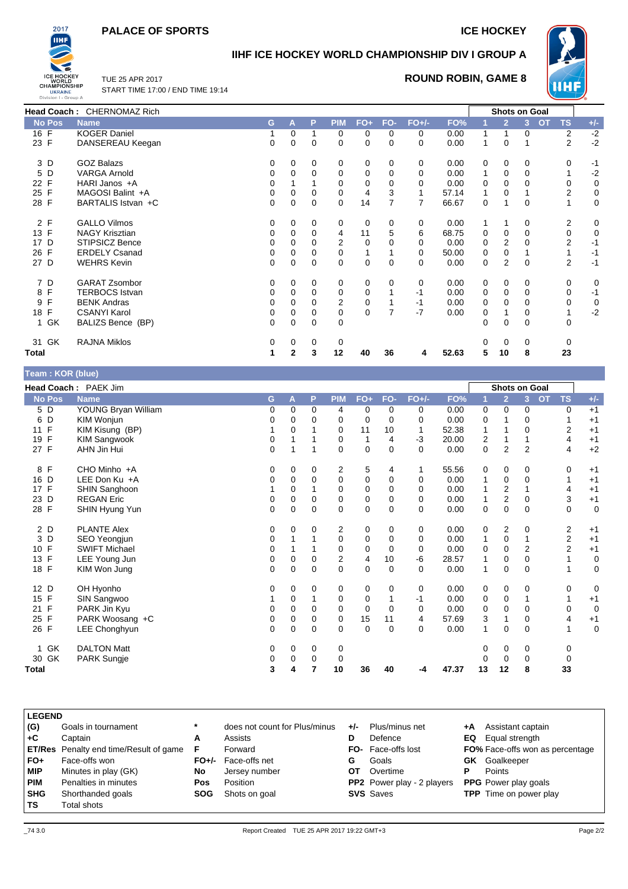# PALACE OF SPORTS

**ICE HOCKEY**

## IIHF ICE HOCKEY WORLD CHAMPIONSHIP DIV I GROUP A

TUE 25 APR 2017
START TIME 17:00 / END TIME 19:14

**ROUND ROBIN, GAME 8**

**Head Coach :** CHERNOMAZ Rich

| No | Pos | Name | G | A | P | PIM | FO+ | FO- | FO+/- | FO% | 1 | 2 | 3 | OT | TS | +/- |
|---|---|---|---|---|---|---|---|---|---|---|---|---|---|---|---|---|
| | | | | | | | | | | | Shots on Goal | | | | | |
| 16 | F | KOGER Daniel | 1 | 0 | 1 | 0 | 0 | 0 | 0 | 0.00 | 1 | 1 | 0 | | 2 | -2 |
| 23 | F | DANSEREAU Keegan | 0 | 0 | 0 | 0 | 0 | 0 | 0 | 0.00 | 1 | 0 | 1 | | 2 | -2 |
| 3 | D | GOZ Balazs | 0 | 0 | 0 | 0 | 0 | 0 | 0 | 0.00 | 0 | 0 | 0 | | 0 | -1 |
| 5 | D | VARGA Arnold | 0 | 0 | 0 | 0 | 0 | 0 | 0 | 0.00 | 1 | 0 | 0 | | 1 | -2 |
| 22 | F | HARI Janos +A | 0 | 1 | 1 | 0 | 0 | 0 | 0 | 0.00 | 0 | 0 | 0 | | 0 | 0 |
| 25 | F | MAGOSI Balint +A | 0 | 0 | 0 | 0 | 4 | 3 | 1 | 57.14 | 1 | 0 | 1 | | 2 | 0 |
| 28 | F | BARTALIS Istvan +C | 0 | 0 | 0 | 0 | 14 | 7 | 7 | 66.67 | 0 | 1 | 0 | | 1 | 0 |
| 2 | F | GALLO Vilmos | 0 | 0 | 0 | 0 | 0 | 0 | 0 | 0.00 | 1 | 1 | 0 | | 2 | 0 |
| 13 | F | NAGY Krisztian | 0 | 0 | 0 | 4 | 11 | 5 | 6 | 68.75 | 0 | 0 | 0 | | 0 | 0 |
| 17 | D | STIPSICZ Bence | 0 | 0 | 0 | 2 | 0 | 0 | 0 | 0.00 | 0 | 2 | 0 | | 2 | -1 |
| 26 | F | ERDELY Csanad | 0 | 0 | 0 | 0 | 1 | 1 | 0 | 50.00 | 0 | 0 | 1 | | 1 | -1 |
| 27 | D | WEHRS Kevin | 0 | 0 | 0 | 0 | 0 | 0 | 0 | 0.00 | 0 | 2 | 0 | | 2 | -1 |
| 7 | D | GARAT Zsombor | 0 | 0 | 0 | 0 | 0 | 0 | 0 | 0.00 | 0 | 0 | 0 | | 0 | 0 |
| 8 | F | TERBOCS Istvan | 0 | 0 | 0 | 0 | 0 | 1 | -1 | 0.00 | 0 | 0 | 0 | | 0 | -1 |
| 9 | F | BENK Andras | 0 | 0 | 0 | 2 | 0 | 1 | -1 | 0.00 | 0 | 0 | 0 | | 0 | 0 |
| 18 | F | CSANYI Karol | 0 | 0 | 0 | 0 | 0 | 7 | -7 | 0.00 | 0 | 1 | 0 | | 1 | -2 |
| 1 | GK | BALIZS Bence (BP) | 0 | 0 | 0 | 0 | | | | | 0 | 0 | 0 | | 0 | |
| 31 | GK | RAJNA Miklos | 0 | 0 | 0 | 0 | | | | | 0 | 0 | 0 | | 0 | |
| **Total** | | | **1** | **2** | **3** | **12** | **40** | **36** | **4** | **52.63** | **5** | **10** | **8** | | **23** | |

**Team : KOR (blue)**

**Head Coach :** PAEK Jim

| No | Pos | Name | G | A | P | PIM | FO+ | FO- | FO+/- | FO% | 1 | 2 | 3 | OT | TS | +/- |
|---|---|---|---|---|---|---|---|---|---|---|---|---|---|---|---|---|
| | | | | | | | | | | | Shots on Goal | | | | | |
| 5 | D | YOUNG Bryan William | 0 | 0 | 0 | 4 | 0 | 0 | 0 | 0.00 | 0 | 0 | 0 | | 0 | +1 |
| 6 | D | KIM Wonjun | 0 | 0 | 0 | 0 | 0 | 0 | 0 | 0.00 | 0 | 1 | 0 | | 1 | +1 |
| 11 | F | KIM Kisung (BP) | 1 | 0 | 1 | 0 | 11 | 10 | 1 | 52.38 | 1 | 1 | 0 | | 2 | +1 |
| 19 | F | KIM Sangwook | 0 | 1 | 1 | 0 | 1 | 4 | -3 | 20.00 | 2 | 1 | 1 | | 4 | +1 |
| 27 | F | AHN Jin Hui | 0 | 1 | 1 | 0 | 0 | 0 | 0 | 0.00 | 0 | 2 | 2 | | 4 | +2 |
| 8 | F | CHO Minho +A | 0 | 0 | 0 | 2 | 5 | 4 | 1 | 55.56 | 0 | 0 | 0 | | 0 | +1 |
| 16 | D | LEE Don Ku +A | 0 | 0 | 0 | 0 | 0 | 0 | 0 | 0.00 | 1 | 0 | 0 | | 1 | +1 |
| 17 | F | SHIN Sanghoon | 1 | 0 | 1 | 0 | 0 | 0 | 0 | 0.00 | 1 | 2 | 1 | | 4 | +1 |
| 23 | D | REGAN Eric | 0 | 0 | 0 | 0 | 0 | 0 | 0 | 0.00 | 1 | 2 | 0 | | 3 | +1 |
| 28 | F | SHIN Hyung Yun | 0 | 0 | 0 | 0 | 0 | 0 | 0 | 0.00 | 0 | 0 | 0 | | 0 | 0 |
| 2 | D | PLANTE Alex | 0 | 0 | 0 | 2 | 0 | 0 | 0 | 0.00 | 0 | 2 | 0 | | 2 | +1 |
| 3 | D | SEO Yeongjun | 0 | 1 | 1 | 0 | 0 | 0 | 0 | 0.00 | 1 | 0 | 1 | | 2 | +1 |
| 10 | F | SWIFT Michael | 0 | 1 | 1 | 0 | 0 | 0 | 0 | 0.00 | 0 | 0 | 2 | | 2 | +1 |
| 13 | F | LEE Young Jun | 0 | 0 | 0 | 2 | 4 | 10 | -6 | 28.57 | 1 | 0 | 0 | | 1 | 0 |
| 18 | F | KIM Won Jung | 0 | 0 | 0 | 0 | 0 | 0 | 0 | 0.00 | 1 | 0 | 0 | | 1 | 0 |
| 12 | D | OH Hyonho | 0 | 0 | 0 | 0 | 0 | 0 | 0 | 0.00 | 0 | 0 | 0 | | 0 | 0 |
| 15 | F | SIN Sangwoo | 1 | 0 | 1 | 0 | 0 | 1 | -1 | 0.00 | 0 | 0 | 1 | | 1 | +1 |
| 21 | F | PARK Jin Kyu | 0 | 0 | 0 | 0 | 0 | 0 | 0 | 0.00 | 0 | 0 | 0 | | 0 | 0 |
| 25 | F | PARK Woosang +C | 0 | 0 | 0 | 0 | 15 | 11 | 4 | 57.69 | 3 | 1 | 0 | | 4 | +1 |
| 26 | F | LEE Chonghyun | 0 | 0 | 0 | 0 | 0 | 0 | 0 | 0.00 | 1 | 0 | 0 | | 1 | 0 |
| 1 | GK | DALTON Matt | 0 | 0 | 0 | 0 | | | | | 0 | 0 | 0 | | 0 | |
| 30 | GK | PARK Sungje | 0 | 0 | 0 | 0 | | | | | 0 | 0 | 0 | | 0 | |
| **Total** | | | **3** | **4** | **7** | **10** | **36** | **40** | **-4** | **47.37** | **13** | **12** | **8** | | **33** | |

**LEGEND**

| | | | | | | | |
|---|---|---|---|---|---|---|---|
| (G) | Goals in tournament | * | does not count for Plus/minus | +/- | Plus/minus net | +A | Assistant captain |
| +C | Captain | A | Assists | D | Defence | EQ | Equal strength |
| ET/Res | Penalty end time/Result of game | F | Forward | FO- | Face-offs lost | FO% | Face-offs won as percentage |
| FO+ | Face-offs won | FO+/- | Face-offs net | G | Goals | GK | Goalkeeper |
| MIP | Minutes in play (GK) | No | Jersey number | OT | Overtime | P | Points |
| PIM | Penalties in minutes | Pos | Position | PP2 | Power play - 2 players | PPG | Power play goals |
| SHG | Shorthanded goals | SOG | Shots on goal | SVS | Saves | TPP | Time on power play |
| TS | Total shots | | | | | | |

_74 3.0 Report Created TUE 25 APR 2017 19:22 GMT+3